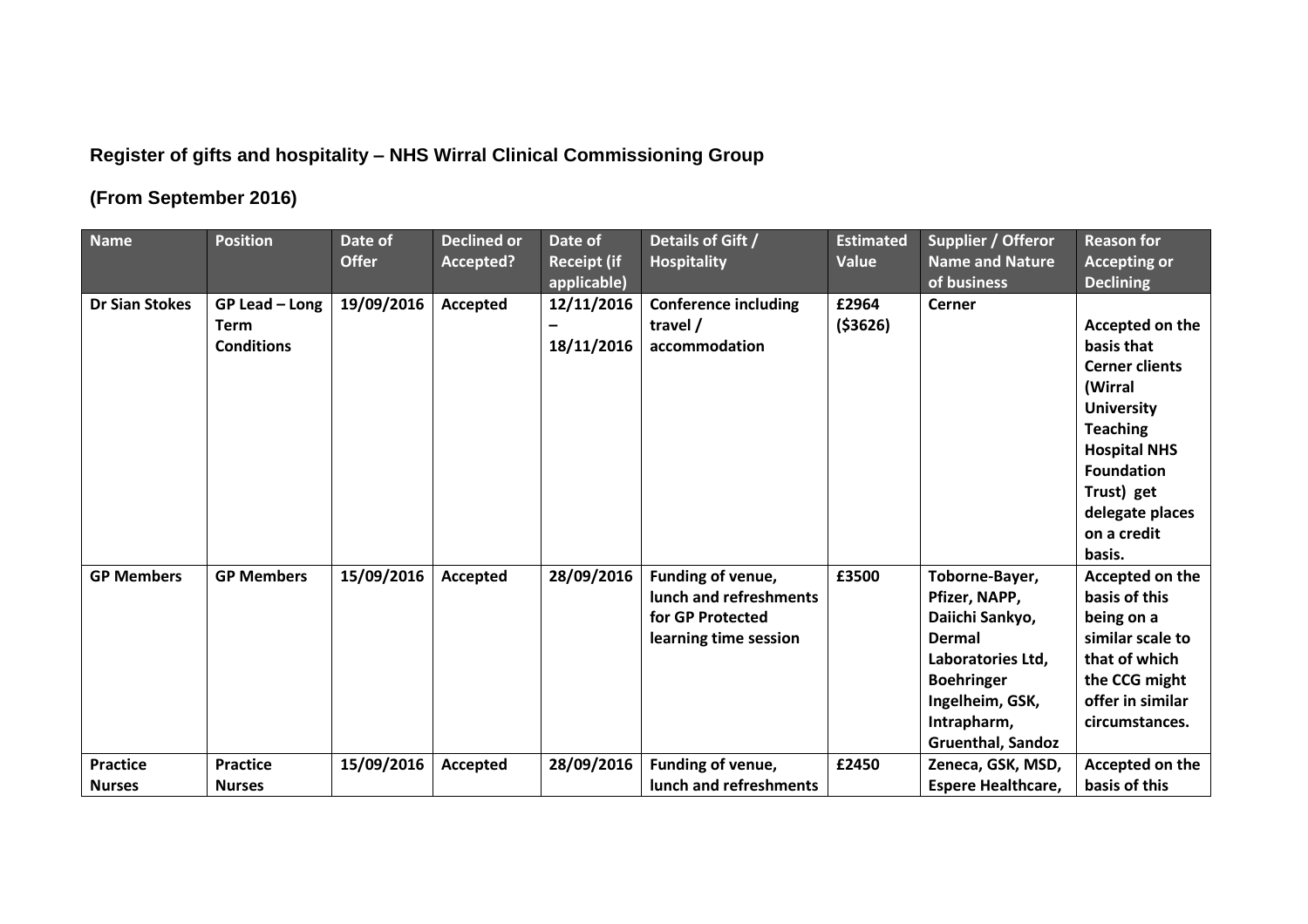**Register of gifts and hospitality – NHS Wirral Clinical Commissioning Group**

**(From September 2016)**

| Name | Position | Date of Offer | Declined or Accepted? | Date of Receipt (if applicable) | Details of Gift / Hospitality | Estimated Value | Supplier / Offeror Name and Nature of business | Reason for Accepting or Declining |
|---|---|---|---|---|---|---|---|---|
| **Dr Sian Stokes** | **GP Lead – Long Term Conditions** | **19/09/2016** | **Accepted** | **12/11/2016 – 18/11/2016** | **Conference including travel / accommodation** | **£2964 ($3626)** | **Cerner** | **Accepted on the basis that Cerner clients (Wirral University Teaching Hospital NHS Foundation Trust) get delegate places on a credit basis.** |
| **GP Members** | **GP Members** | **15/09/2016** | **Accepted** | **28/09/2016** | **Funding of venue, lunch and refreshments for GP Protected learning time session** | **£3500** | **Toborne-Bayer, Pfizer, NAPP, Daiichi Sankyo, Dermal Laboratories Ltd, Boehringer Ingelheim, GSK, Intrapharm, Gruenthal, Sandoz** | **Accepted on the basis of this being on a similar scale to that of which the CCG might offer in similar circumstances.** |
| **Practice Nurses** | **Practice Nurses** | **15/09/2016** | **Accepted** | **28/09/2016** | **Funding of venue, lunch and refreshments** | **£2450** | **Zeneca, GSK, MSD, Espere Healthcare,** | **Accepted on the basis of this** |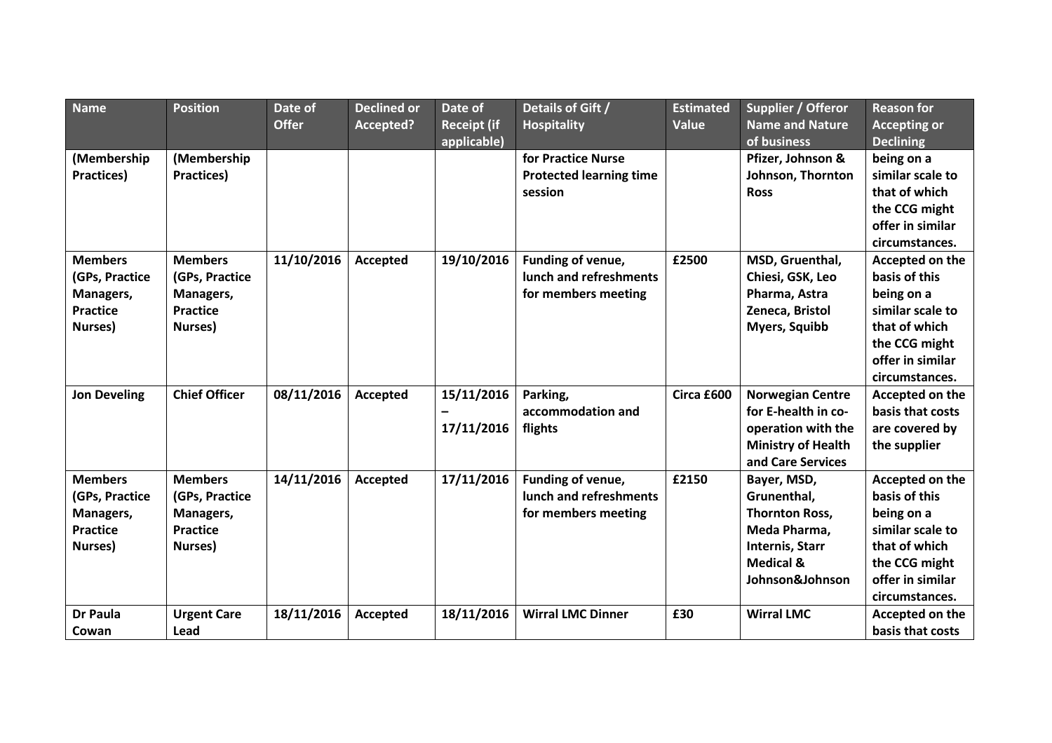| Name | Position | Date of Offer | Declined or Accepted? | Date of Receipt (if applicable) | Details of Gift / Hospitality | Estimated Value | Supplier / Offeror Name and Nature of business | Reason for Accepting or Declining |
|---|---|---|---|---|---|---|---|---|
| (Membership Practices) | (Membership Practices) | | | | for Practice Nurse Protected learning time session | | Pfizer, Johnson & Johnson, Thornton Ross | being on a similar scale to that of which the CCG might offer in similar circumstances. |
| Members (GPs, Practice Managers, Practice Nurses) | Members (GPs, Practice Managers, Practice Nurses) | 11/10/2016 | Accepted | 19/10/2016 | Funding of venue, lunch and refreshments for members meeting | £2500 | MSD, Gruenthal, Chiesi, GSK, Leo Pharma, Astra Zeneca, Bristol Myers, Squibb | Accepted on the basis of this being on a similar scale to that of which the CCG might offer in similar circumstances. |
| Jon Develing | Chief Officer | 08/11/2016 | Accepted | 15/11/2016 – 17/11/2016 | Parking, accommodation and flights | Circa £600 | Norwegian Centre for E-health in co-operation with the Ministry of Health and Care Services | Accepted on the basis that costs are covered by the supplier |
| Members (GPs, Practice Managers, Practice Nurses) | Members (GPs, Practice Managers, Practice Nurses) | 14/11/2016 | Accepted | 17/11/2016 | Funding of venue, lunch and refreshments for members meeting | £2150 | Bayer, MSD, Grunenthal, Thornton Ross, Meda Pharma, Internis, Starr Medical & Johnson&Johnson | Accepted on the basis of this being on a similar scale to that of which the CCG might offer in similar circumstances. |
| Dr Paula Cowan | Urgent Care Lead | 18/11/2016 | Accepted | 18/11/2016 | Wirral LMC Dinner | £30 | Wirral LMC | Accepted on the basis that costs |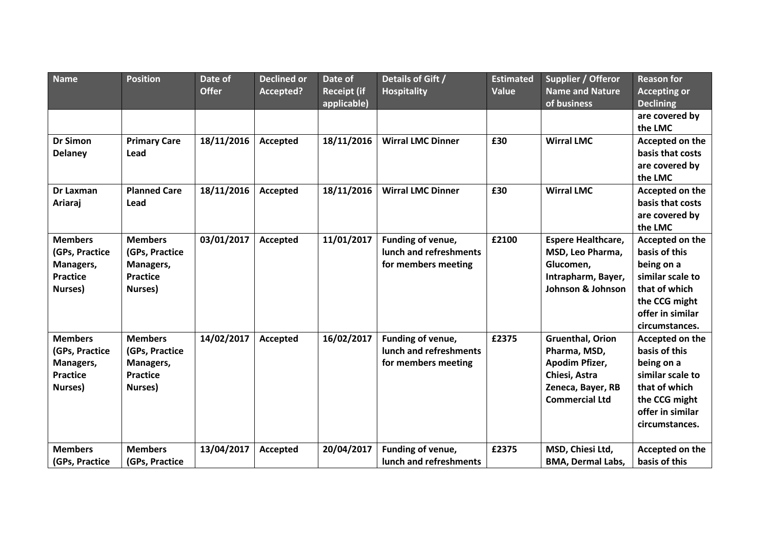| Name | Position | Date of Offer | Declined or Accepted? | Date of Receipt (if applicable) | Details of Gift / Hospitality | Estimated Value | Supplier / Offeror Name and Nature of business | Reason for Accepting or Declining |
| --- | --- | --- | --- | --- | --- | --- | --- | --- |
| | | | | | | | | are covered by the LMC |
| Dr Simon Delaney | Primary Care Lead | 18/11/2016 | Accepted | 18/11/2016 | Wirral LMC Dinner | £30 | Wirral LMC | Accepted on the basis that costs are covered by the LMC |
| Dr Laxman Ariaraj | Planned Care Lead | 18/11/2016 | Accepted | 18/11/2016 | Wirral LMC Dinner | £30 | Wirral LMC | Accepted on the basis that costs are covered by the LMC |
| Members (GPs, Practice Managers, Practice Nurses) | Members (GPs, Practice Managers, Practice Nurses) | 03/01/2017 | Accepted | 11/01/2017 | Funding of venue, lunch and refreshments for members meeting | £2100 | Espere Healthcare, MSD, Leo Pharma, Glucomen, Intrapharm, Bayer, Johnson & Johnson | Accepted on the basis of this being on a similar scale to that of which the CCG might offer in similar circumstances. |
| Members (GPs, Practice Managers, Practice Nurses) | Members (GPs, Practice Managers, Practice Nurses) | 14/02/2017 | Accepted | 16/02/2017 | Funding of venue, lunch and refreshments for members meeting | £2375 | Gruenthal, Orion Pharma, MSD, Apodim Pfizer, Chiesi, Astra Zeneca, Bayer, RB Commercial Ltd | Accepted on the basis of this being on a similar scale to that of which the CCG might offer in similar circumstances. |
| Members (GPs, Practice | Members (GPs, Practice | 13/04/2017 | Accepted | 20/04/2017 | Funding of venue, lunch and refreshments | £2375 | MSD, Chiesi Ltd, BMA, Dermal Labs, | Accepted on the basis of this |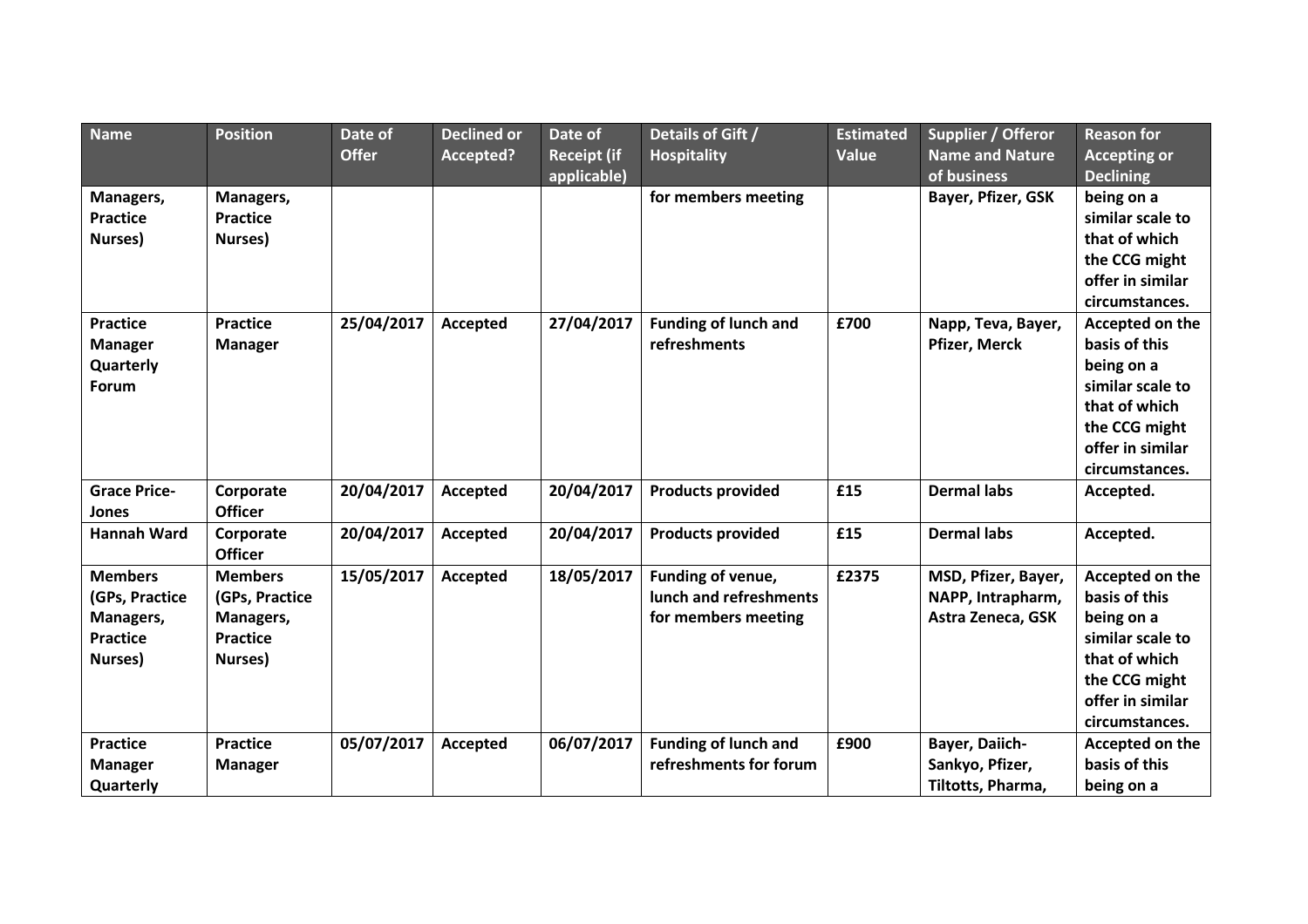| Name | Position | Date of Offer | Declined or Accepted? | Date of Receipt (if applicable) | Details of Gift / Hospitality | Estimated Value | Supplier / Offeror Name and Nature of business | Reason for Accepting or Declining |
|---|---|---|---|---|---|---|---|---|
| **Managers, Practice Nurses)** | **Managers, Practice Nurses)** | | | | **for members meeting** | | **Bayer, Pfizer, GSK** | **being on a similar scale to that of which the CCG might offer in similar circumstances.** |
| **Practice Manager Quarterly Forum** | **Practice Manager** | **25/04/2017** | **Accepted** | **27/04/2017** | **Funding of lunch and refreshments** | **£700** | **Napp, Teva, Bayer, Pfizer, Merck** | **Accepted on the basis of this being on a similar scale to that of which the CCG might offer in similar circumstances.** |
| **Grace Price-Jones** | **Corporate Officer** | **20/04/2017** | **Accepted** | **20/04/2017** | **Products provided** | **£15** | **Dermal labs** | **Accepted.** |
| **Hannah Ward** | **Corporate Officer** | **20/04/2017** | **Accepted** | **20/04/2017** | **Products provided** | **£15** | **Dermal labs** | **Accepted.** |
| **Members (GPs, Practice Managers, Practice Nurses)** | **Members (GPs, Practice Managers, Practice Nurses)** | **15/05/2017** | **Accepted** | **18/05/2017** | **Funding of venue, lunch and refreshments for members meeting** | **£2375** | **MSD, Pfizer, Bayer, NAPP, Intrapharm, Astra Zeneca, GSK** | **Accepted on the basis of this being on a similar scale to that of which the CCG might offer in similar circumstances.** |
| **Practice Manager Quarterly** | **Practice Manager** | **05/07/2017** | **Accepted** | **06/07/2017** | **Funding of lunch and refreshments for forum** | **£900** | **Bayer, Daiich-Sankyo, Pfizer, Tiltotts, Pharma,** | **Accepted on the basis of this being on a** |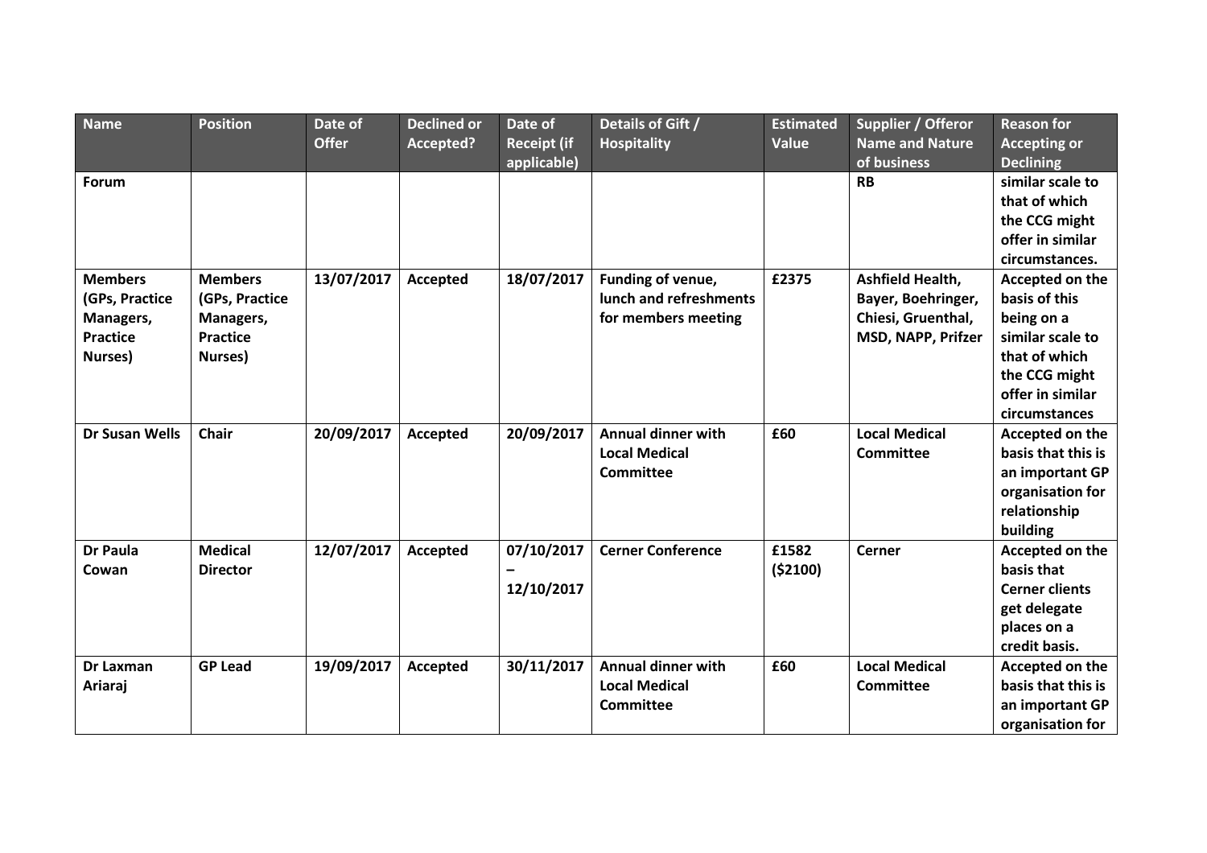| Name | Position | Date of Offer | Declined or Accepted? | Date of Receipt (if applicable) | Details of Gift / Hospitality | Estimated Value | Supplier / Offeror Name and Nature of business | Reason for Accepting or Declining |
|---|---|---|---|---|---|---|---|---|
| **Forum** | | | | | | | **RB** | **similar scale to that of which the CCG might offer in similar circumstances.** |
| **Members (GPs, Practice Managers, Practice Nurses)** | **Members (GPs, Practice Managers, Practice Nurses)** | **13/07/2017** | **Accepted** | **18/07/2017** | **Funding of venue, lunch and refreshments for members meeting** | **£2375** | **Ashfield Health, Bayer, Boehringer, Chiesi, Gruenthal, MSD, NAPP, Prifzer** | **Accepted on the basis of this being on a similar scale to that of which the CCG might offer in similar circumstances** |
| **Dr Susan Wells** | **Chair** | **20/09/2017** | **Accepted** | **20/09/2017** | **Annual dinner with Local Medical Committee** | **£60** | **Local Medical Committee** | **Accepted on the basis that this is an important GP organisation for relationship building** |
| **Dr Paula Cowan** | **Medical Director** | **12/07/2017** | **Accepted** | **07/10/2017 – 12/10/2017** | **Cerner Conference** | **£1582 ($2100)** | **Cerner** | **Accepted on the basis that Cerner clients get delegate places on a credit basis.** |
| **Dr Laxman Ariaraj** | **GP Lead** | **19/09/2017** | **Accepted** | **30/11/2017** | **Annual dinner with Local Medical Committee** | **£60** | **Local Medical Committee** | **Accepted on the basis that this is an important GP organisation for** |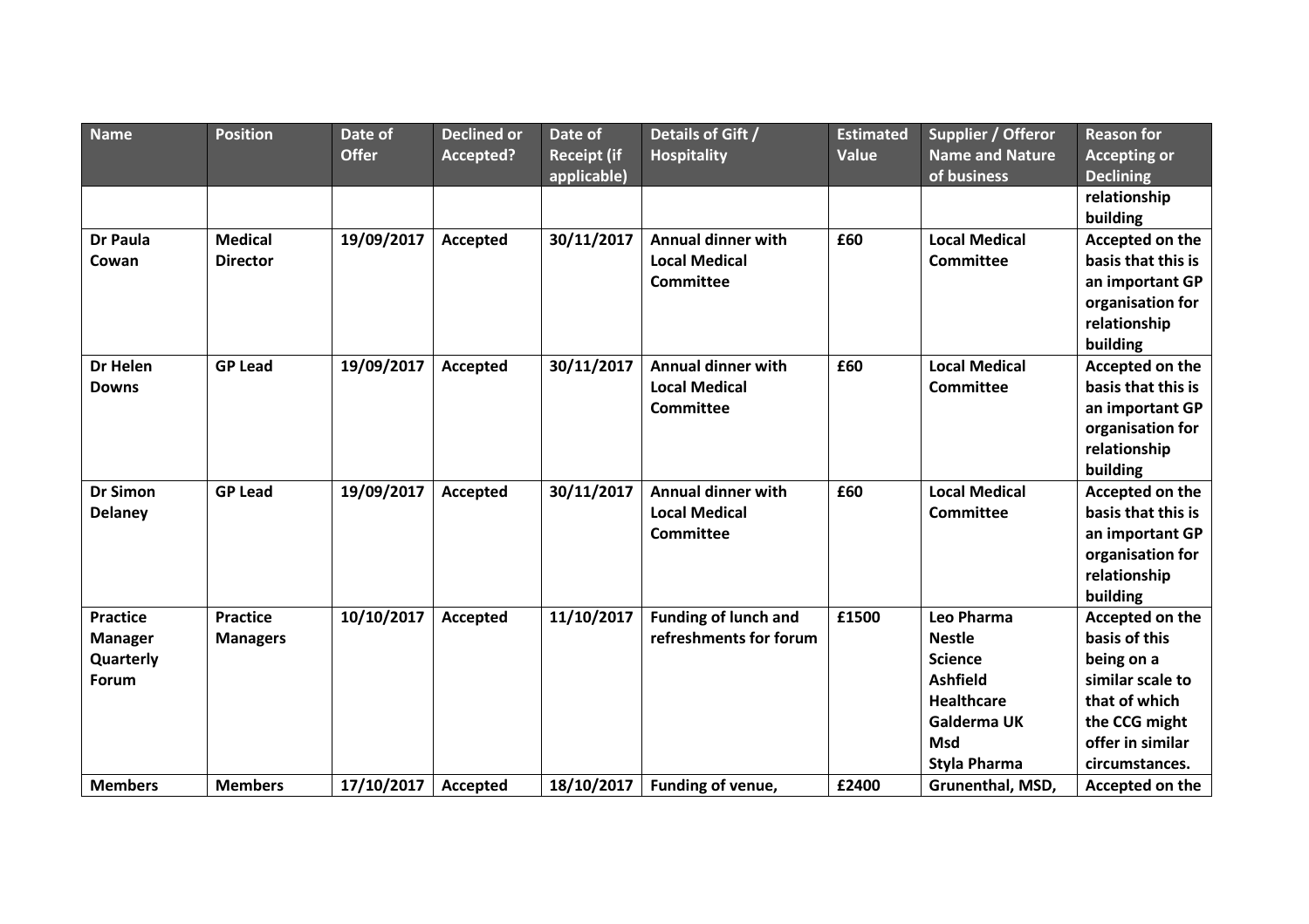| Name | Position | Date of Offer | Declined or Accepted? | Date of Receipt (if applicable) | Details of Gift / Hospitality | Estimated Value | Supplier / Offeror Name and Nature of business | Reason for Accepting or Declining |
|---|---|---|---|---|---|---|---|---|
| | | | | | | | | **relationship building** |
| **Dr Paula Cowan** | **Medical Director** | **19/09/2017** | **Accepted** | **30/11/2017** | **Annual dinner with Local Medical Committee** | **£60** | **Local Medical Committee** | **Accepted on the basis that this is an important GP organisation for relationship building** |
| **Dr Helen Downs** | **GP Lead** | **19/09/2017** | **Accepted** | **30/11/2017** | **Annual dinner with Local Medical Committee** | **£60** | **Local Medical Committee** | **Accepted on the basis that this is an important GP organisation for relationship building** |
| **Dr Simon Delaney** | **GP Lead** | **19/09/2017** | **Accepted** | **30/11/2017** | **Annual dinner with Local Medical Committee** | **£60** | **Local Medical Committee** | **Accepted on the basis that this is an important GP organisation for relationship building** |
| **Practice Manager Quarterly Forum** | **Practice Managers** | **10/10/2017** | **Accepted** | **11/10/2017** | **Funding of lunch and refreshments for forum** | **£1500** | **Leo Pharma Nestle Science Ashfield Healthcare Galderma UK Msd Styla Pharma** | **Accepted on the basis of this being on a similar scale to that of which the CCG might offer in similar circumstances.** |
| **Members** | **Members** | **17/10/2017** | **Accepted** | **18/10/2017** | **Funding of venue,** | **£2400** | **Grunenthal, MSD,** | **Accepted on the** |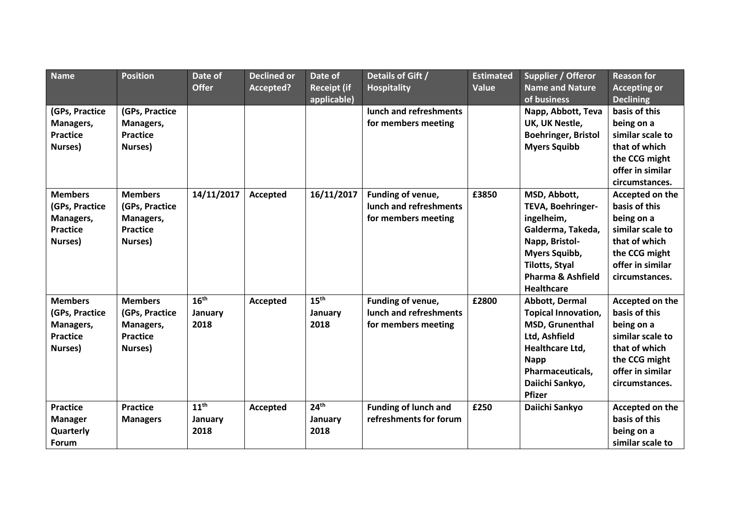| Name | Position | Date of Offer | Declined or Accepted? | Date of Receipt (if applicable) | Details of Gift / Hospitality | Estimated Value | Supplier / Offeror Name and Nature of business | Reason for Accepting or Declining |
|---|---|---|---|---|---|---|---|---|
| (GPs, Practice Managers, Practice Nurses) | (GPs, Practice Managers, Practice Nurses) | | | | lunch and refreshments for members meeting | | Napp, Abbott, Teva UK, UK Nestle, Boehringer, Bristol Myers Squibb | basis of this being on a similar scale to that of which the CCG might offer in similar circumstances. |
| Members (GPs, Practice Managers, Practice Nurses) | Members (GPs, Practice Managers, Practice Nurses) | 14/11/2017 | Accepted | 16/11/2017 | Funding of venue, lunch and refreshments for members meeting | £3850 | MSD, Abbott, TEVA, Boehringer-ingelheim, Galderma, Takeda, Napp, Bristol-Myers Squibb, Tilotts, Styal Pharma & Ashfield Healthcare | Accepted on the basis of this being on a similar scale to that of which the CCG might offer in similar circumstances. |
| Members (GPs, Practice Managers, Practice Nurses) | Members (GPs, Practice Managers, Practice Nurses) | 16th January 2018 | Accepted | 15th January 2018 | Funding of venue, lunch and refreshments for members meeting | £2800 | Abbott, Dermal Topical Innovation, MSD, Grunenthal Ltd, Ashfield Healthcare Ltd, Napp Pharmaceuticals, Daiichi Sankyo, Pfizer | Accepted on the basis of this being on a similar scale to that of which the CCG might offer in similar circumstances. |
| Practice Manager Quarterly Forum | Practice Managers | 11th January 2018 | Accepted | 24th January 2018 | Funding of lunch and refreshments for forum | £250 | Daiichi Sankyo | Accepted on the basis of this being on a similar scale to |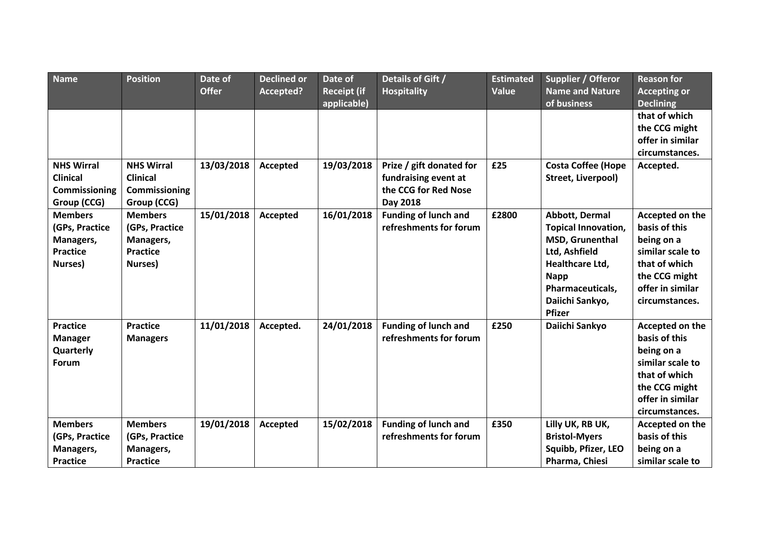| Name | Position | Date of Offer | Declined or Accepted? | Date of Receipt (if applicable) | Details of Gift / Hospitality | Estimated Value | Supplier / Offeror Name and Nature of business | Reason for Accepting or Declining |
|---|---|---|---|---|---|---|---|---|
| | | | | | | | | that of which the CCG might offer in similar circumstances. |
| **NHS Wirral Clinical Commissioning Group (CCG)** | **NHS Wirral Clinical Commissioning Group (CCG)** | **13/03/2018** | **Accepted** | **19/03/2018** | **Prize / gift donated for fundraising event at the CCG for Red Nose Day 2018** | **£25** | **Costa Coffee (Hope Street, Liverpool)** | **Accepted.** |
| **Members (GPs, Practice Managers, Practice Nurses)** | **Members (GPs, Practice Managers, Practice Nurses)** | **15/01/2018** | **Accepted** | **16/01/2018** | **Funding of lunch and refreshments for forum** | **£2800** | **Abbott, Dermal Topical Innovation, MSD, Grunenthal Ltd, Ashfield Healthcare Ltd, Napp Pharmaceuticals, Daiichi Sankyo, Pfizer** | **Accepted on the basis of this being on a similar scale to that of which the CCG might offer in similar circumstances.** |
| **Practice Manager Quarterly Forum** | **Practice Managers** | **11/01/2018** | **Accepted.** | **24/01/2018** | **Funding of lunch and refreshments for forum** | **£250** | **Daiichi Sankyo** | **Accepted on the basis of this being on a similar scale to that of which the CCG might offer in similar circumstances.** |
| **Members (GPs, Practice Managers, Practice** | **Members (GPs, Practice Managers, Practice** | **19/01/2018** | **Accepted** | **15/02/2018** | **Funding of lunch and refreshments for forum** | **£350** | **Lilly UK, RB UK, Bristol-Myers Squibb, Pfizer, LEO Pharma, Chiesi** | **Accepted on the basis of this being on a similar scale to** |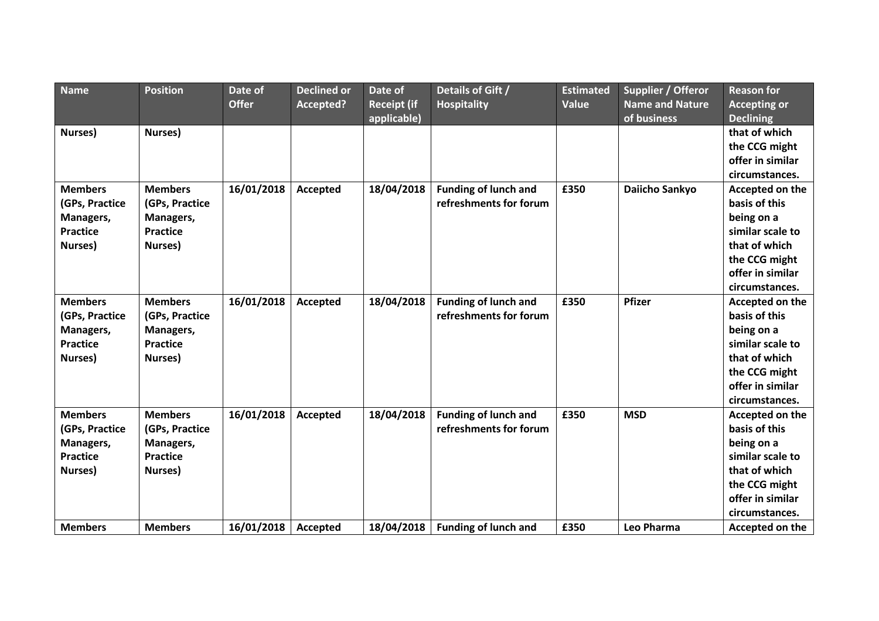| Name | Position | Date of Offer | Declined or Accepted? | Date of Receipt (if applicable) | Details of Gift / Hospitality | Estimated Value | Supplier / Offeror Name and Nature of business | Reason for Accepting or Declining |
|---|---|---|---|---|---|---|---|---|
| **Nurses)** | **Nurses)** | | | | | | | **that of which the CCG might offer in similar circumstances.** |
| **Members (GPs, Practice Managers, Practice Nurses)** | **Members (GPs, Practice Managers, Practice Nurses)** | **16/01/2018** | **Accepted** | **18/04/2018** | **Funding of lunch and refreshments for forum** | **£350** | **Daiicho Sankyo** | **Accepted on the basis of this being on a similar scale to that of which the CCG might offer in similar circumstances.** |
| **Members (GPs, Practice Managers, Practice Nurses)** | **Members (GPs, Practice Managers, Practice Nurses)** | **16/01/2018** | **Accepted** | **18/04/2018** | **Funding of lunch and refreshments for forum** | **£350** | **Pfizer** | **Accepted on the basis of this being on a similar scale to that of which the CCG might offer in similar circumstances.** |
| **Members (GPs, Practice Managers, Practice Nurses)** | **Members (GPs, Practice Managers, Practice Nurses)** | **16/01/2018** | **Accepted** | **18/04/2018** | **Funding of lunch and refreshments for forum** | **£350** | **MSD** | **Accepted on the basis of this being on a similar scale to that of which the CCG might offer in similar circumstances.** |
| **Members** | **Members** | **16/01/2018** | **Accepted** | **18/04/2018** | **Funding of lunch and** | **£350** | **Leo Pharma** | **Accepted on the** |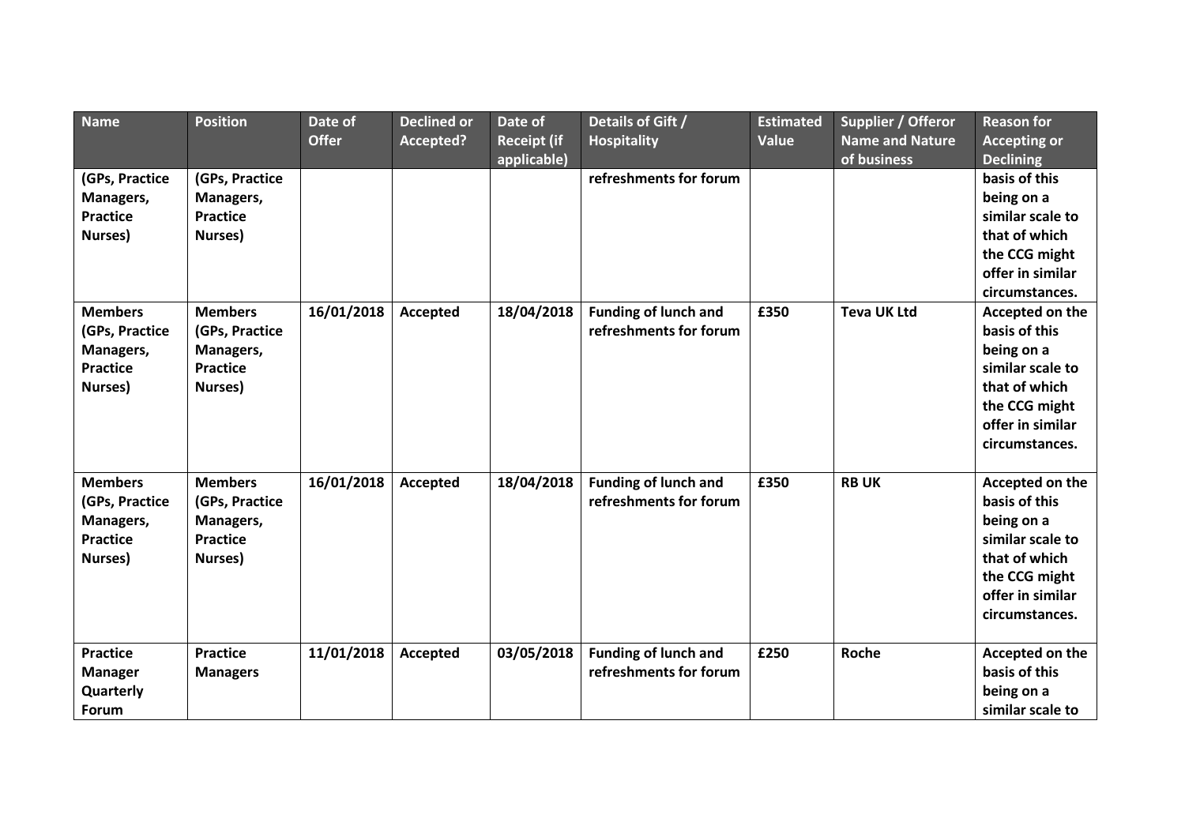| Name | Position | Date of Offer | Declined or Accepted? | Date of Receipt (if applicable) | Details of Gift / Hospitality | Estimated Value | Supplier / Offeror Name and Nature of business | Reason for Accepting or Declining |
|---|---|---|---|---|---|---|---|---|
| **(GPs, Practice Managers, Practice Nurses)** | **(GPs, Practice Managers, Practice Nurses)** | | | | **refreshments for forum** | | | **basis of this being on a similar scale to that of which the CCG might offer in similar circumstances.** |
| **Members (GPs, Practice Managers, Practice Nurses)** | **Members (GPs, Practice Managers, Practice Nurses)** | **16/01/2018** | **Accepted** | **18/04/2018** | **Funding of lunch and refreshments for forum** | **£350** | **Teva UK Ltd** | **Accepted on the basis of this being on a similar scale to that of which the CCG might offer in similar circumstances.** |
| **Members (GPs, Practice Managers, Practice Nurses)** | **Members (GPs, Practice Managers, Practice Nurses)** | **16/01/2018** | **Accepted** | **18/04/2018** | **Funding of lunch and refreshments for forum** | **£350** | **RB UK** | **Accepted on the basis of this being on a similar scale to that of which the CCG might offer in similar circumstances.** |
| **Practice Manager Quarterly Forum** | **Practice Managers** | **11/01/2018** | **Accepted** | **03/05/2018** | **Funding of lunch and refreshments for forum** | **£250** | **Roche** | **Accepted on the basis of this being on a similar scale to** |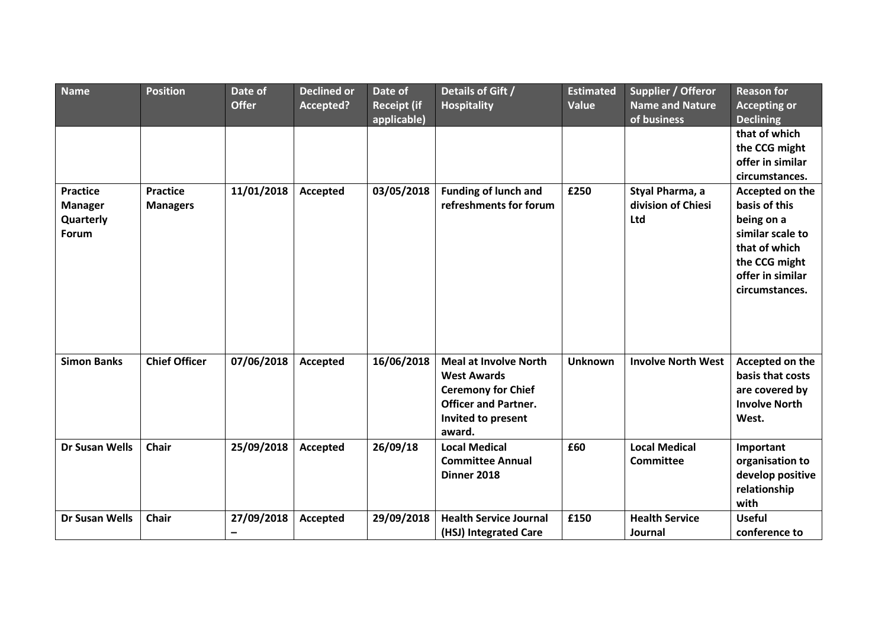| Name | Position | Date of Offer | Declined or Accepted? | Date of Receipt (if applicable) | Details of Gift / Hospitality | Estimated Value | Supplier / Offeror Name and Nature of business | Reason for Accepting or Declining |
|---|---|---|---|---|---|---|---|---|
| | | | | | | | | **that of which the CCG might offer in similar circumstances.** |
| **Practice Manager Quarterly Forum** | **Practice Managers** | **11/01/2018** | **Accepted** | **03/05/2018** | **Funding of lunch and refreshments for forum** | **£250** | **Styal Pharma, a division of Chiesi Ltd** | **Accepted on the basis of this being on a similar scale to that of which the CCG might offer in similar circumstances.** |
| **Simon Banks** | **Chief Officer** | **07/06/2018** | **Accepted** | **16/06/2018** | **Meal at Involve North West Awards Ceremony for Chief Officer and Partner. Invited to present award.** | **Unknown** | **Involve North West** | **Accepted on the basis that costs are covered by Involve North West.** |
| **Dr Susan Wells** | **Chair** | **25/09/2018** | **Accepted** | **26/09/18** | **Local Medical Committee Annual Dinner 2018** | **£60** | **Local Medical Committee** | **Important organisation to develop positive relationship with** |
| **Dr Susan Wells** | **Chair** | **27/09/2018 –** | **Accepted** | **29/09/2018** | **Health Service Journal (HSJ) Integrated Care** | **£150** | **Health Service Journal** | **Useful conference to** |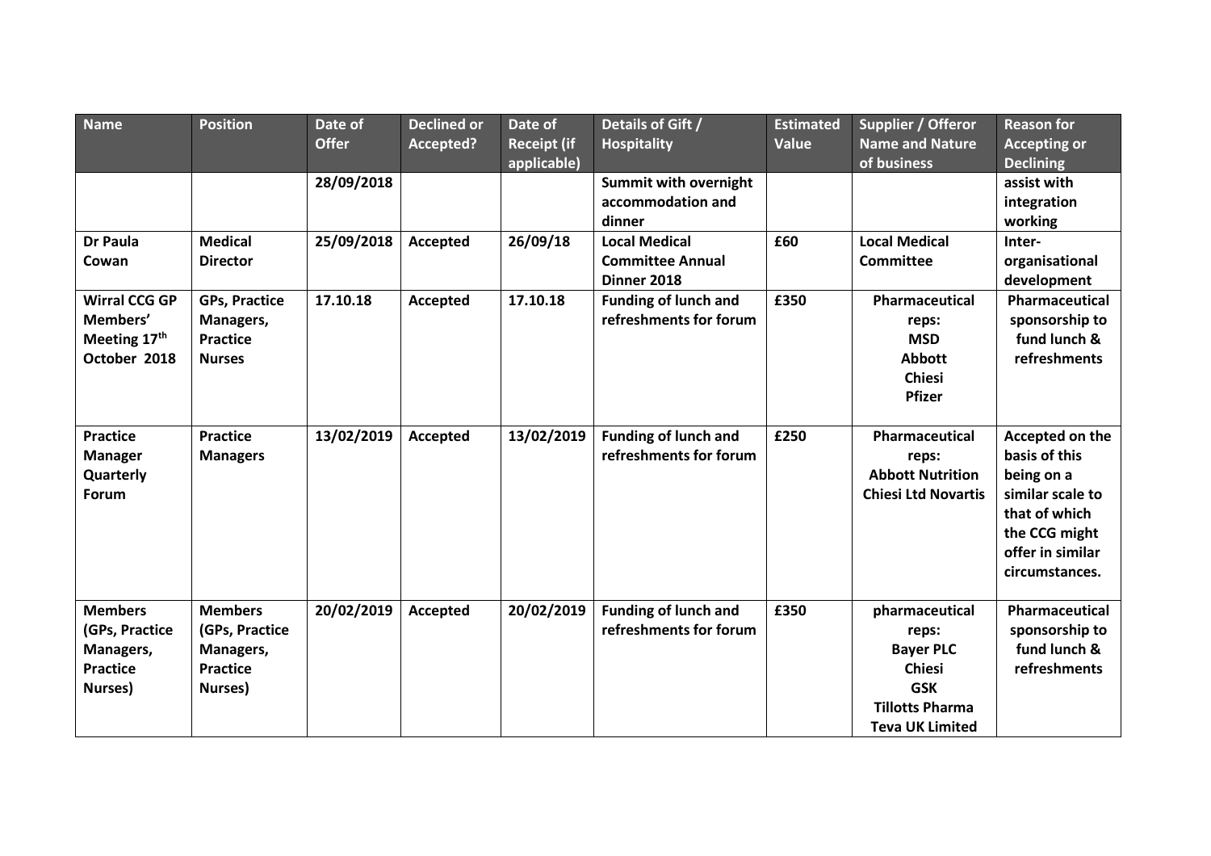| Name | Position | Date of Offer | Declined or Accepted? | Date of Receipt (if applicable) | Details of Gift / Hospitality | Estimated Value | Supplier / Offeror Name and Nature of business | Reason for Accepting or Declining |
|---|---|---|---|---|---|---|---|---|
| | | 28/09/2018 | | | **Summit with overnight accommodation and dinner** | | | **assist with integration working** |
| **Dr Paula Cowan** | **Medical Director** | **25/09/2018** | **Accepted** | **26/09/18** | **Local Medical Committee Annual Dinner 2018** | **£60** | **Local Medical Committee** | **Inter-organisational development** |
| **Wirral CCG GP Members' Meeting 17th October 2018** | **GPs, Practice Managers, Practice Nurses** | **17.10.18** | **Accepted** | **17.10.18** | **Funding of lunch and refreshments for forum** | **£350** | **Pharmaceutical reps: MSD Abbott Chiesi Pfizer** | **Pharmaceutical sponsorship to fund lunch & refreshments** |
| **Practice Manager Quarterly Forum** | **Practice Managers** | **13/02/2019** | **Accepted** | **13/02/2019** | **Funding of lunch and refreshments for forum** | **£250** | **Pharmaceutical reps: Abbott Nutrition Chiesi Ltd Novartis** | **Accepted on the basis of this being on a similar scale to that of which the CCG might offer in similar circumstances.** |
| **Members (GPs, Practice Managers, Practice Nurses)** | **Members (GPs, Practice Managers, Practice Nurses)** | **20/02/2019** | **Accepted** | **20/02/2019** | **Funding of lunch and refreshments for forum** | **£350** | **pharmaceutical reps: Bayer PLC Chiesi GSK Tillotts Pharma Teva UK Limited** | **Pharmaceutical sponsorship to fund lunch & refreshments** |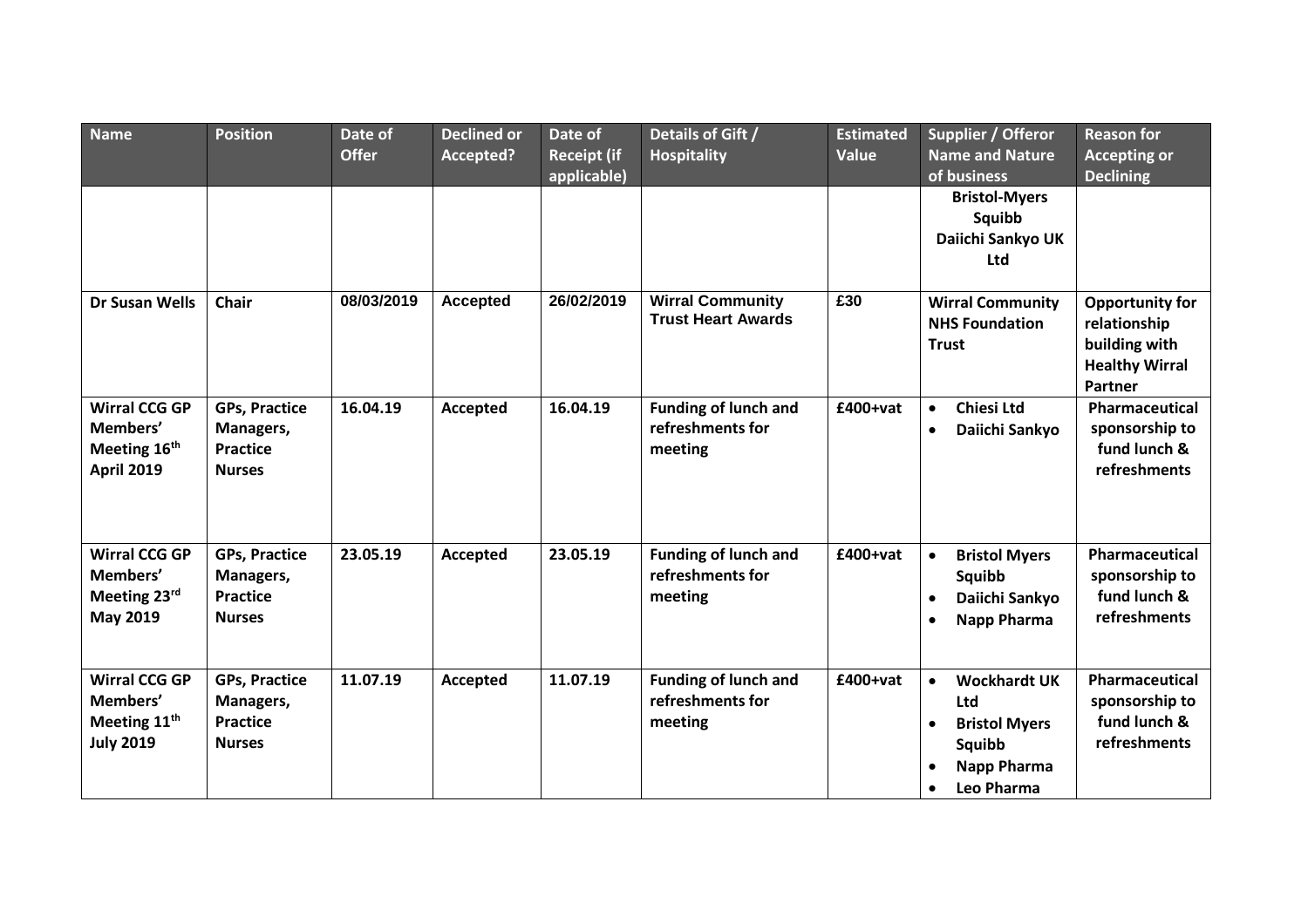| Name | Position | Date of Offer | Declined or Accepted? | Date of Receipt (if applicable) | Details of Gift / Hospitality | Estimated Value | Supplier / Offeror Name and Nature of business | Reason for Accepting or Declining |
|---|---|---|---|---|---|---|---|---|
| | | | | | | | **Bristol-Myers Squibb** **Daiichi Sankyo UK Ltd** | |
| **Dr Susan Wells** | **Chair** | **08/03/2019** | **Accepted** | **26/02/2019** | **Wirral Community Trust Heart Awards** | **£30** | **Wirral Community NHS Foundation Trust** | **Opportunity for relationship building with Healthy Wirral Partner** |
| **Wirral CCG GP Members' Meeting 16th April 2019** | **GPs, Practice Managers, Practice Nurses** | **16.04.19** | **Accepted** | **16.04.19** | **Funding of lunch and refreshments for meeting** | **£400+vat** | • **Chiesi Ltd** • **Daiichi Sankyo** | **Pharmaceutical sponsorship to fund lunch & refreshments** |
| **Wirral CCG GP Members' Meeting 23rd May 2019** | **GPs, Practice Managers, Practice Nurses** | **23.05.19** | **Accepted** | **23.05.19** | **Funding of lunch and refreshments for meeting** | **£400+vat** | • **Bristol Myers Squibb** • **Daiichi Sankyo** • **Napp Pharma** | **Pharmaceutical sponsorship to fund lunch & refreshments** |
| **Wirral CCG GP Members' Meeting 11th July 2019** | **GPs, Practice Managers, Practice Nurses** | **11.07.19** | **Accepted** | **11.07.19** | **Funding of lunch and refreshments for meeting** | **£400+vat** | • **Wockhardt UK Ltd** • **Bristol Myers Squibb** • **Napp Pharma** • **Leo Pharma** | **Pharmaceutical sponsorship to fund lunch & refreshments** |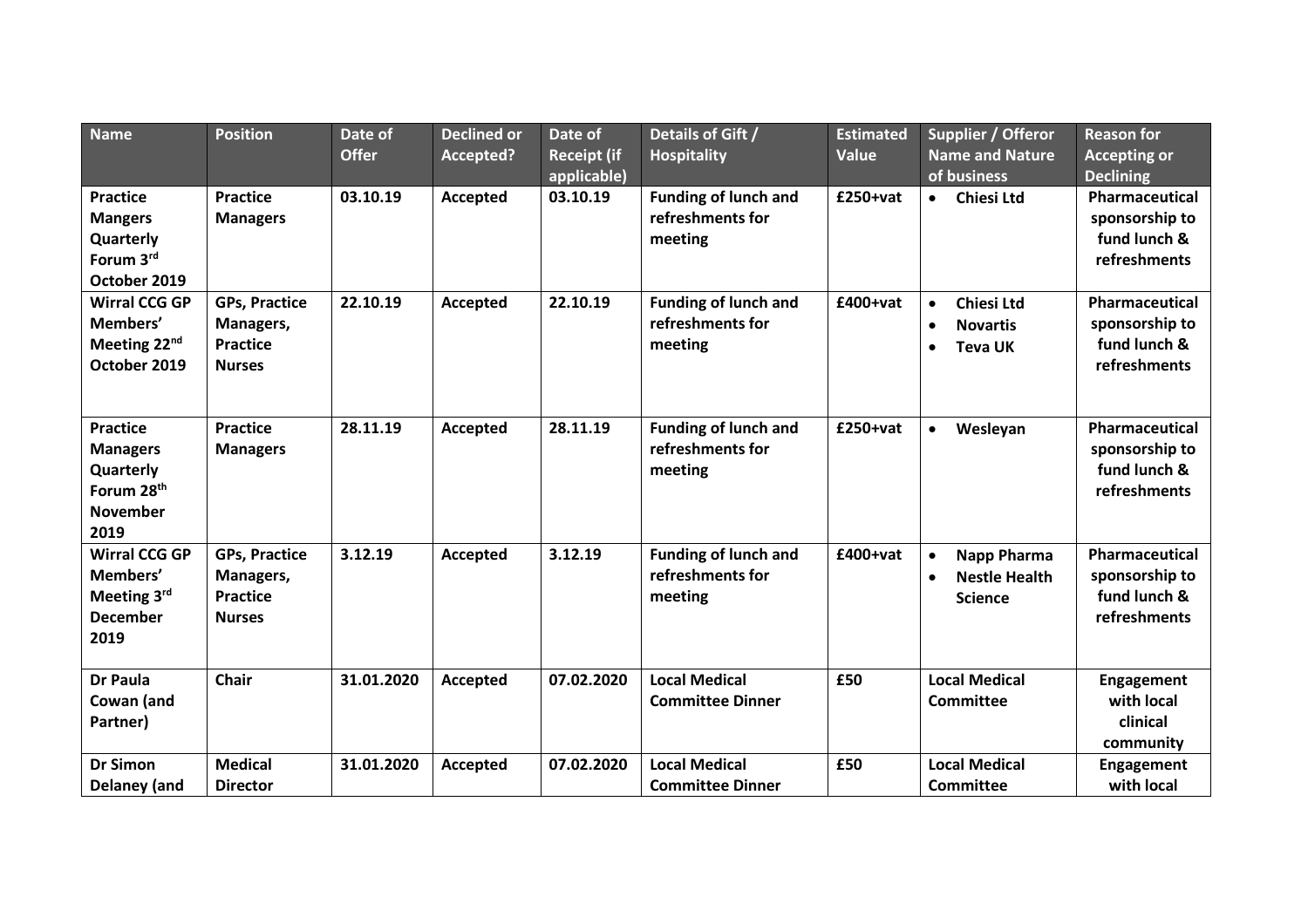| Name | Position | Date of Offer | Declined or Accepted? | Date of Receipt (if applicable) | Details of Gift / Hospitality | Estimated Value | Supplier / Offeror Name and Nature of business | Reason for Accepting or Declining |
|---|---|---|---|---|---|---|---|---|
| **Practice Mangers Quarterly Forum 3rd October 2019** | **Practice Managers** | **03.10.19** | **Accepted** | **03.10.19** | **Funding of lunch and refreshments for meeting** | **£250+vat** | • **Chiesi Ltd** | **Pharmaceutical sponsorship to fund lunch & refreshments** |
| **Wirral CCG GP Members' Meeting 22nd October 2019** | **GPs, Practice Managers, Practice Nurses** | **22.10.19** | **Accepted** | **22.10.19** | **Funding of lunch and refreshments for meeting** | **£400+vat** | • **Chiesi Ltd** • **Novartis** • **Teva UK** | **Pharmaceutical sponsorship to fund lunch & refreshments** |
| **Practice Managers Quarterly Forum 28th November 2019** | **Practice Managers** | **28.11.19** | **Accepted** | **28.11.19** | **Funding of lunch and refreshments for meeting** | **£250+vat** | • **Wesleyan** | **Pharmaceutical sponsorship to fund lunch & refreshments** |
| **Wirral CCG GP Members' Meeting 3rd December 2019** | **GPs, Practice Managers, Practice Nurses** | **3.12.19** | **Accepted** | **3.12.19** | **Funding of lunch and refreshments for meeting** | **£400+vat** | • **Napp Pharma** • **Nestle Health Science** | **Pharmaceutical sponsorship to fund lunch & refreshments** |
| **Dr Paula Cowan (and Partner)** | **Chair** | **31.01.2020** | **Accepted** | **07.02.2020** | **Local Medical Committee Dinner** | **£50** | **Local Medical Committee** | **Engagement with local clinical community** |
| **Dr Simon Delaney (and** | **Medical Director** | **31.01.2020** | **Accepted** | **07.02.2020** | **Local Medical Committee Dinner** | **£50** | **Local Medical Committee** | **Engagement with local** |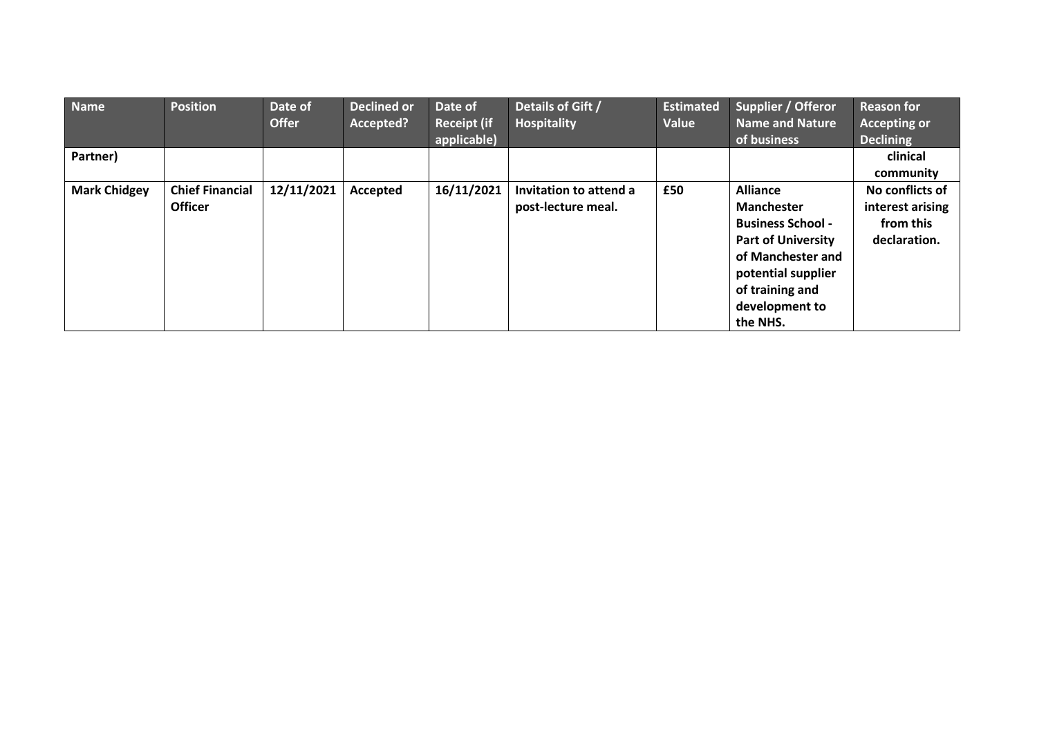| Name | Position | Date of Offer | Declined or Accepted? | Date of Receipt (if applicable) | Details of Gift / Hospitality | Estimated Value | Supplier / Offeror Name and Nature of business | Reason for Accepting or Declining |
|---|---|---|---|---|---|---|---|---|
| **Partner)** | | | | | | | | **clinical community** |
| **Mark Chidgey** | **Chief Financial Officer** | **12/11/2021** | **Accepted** | **16/11/2021** | **Invitation to attend a post-lecture meal.** | **£50** | **Alliance Manchester Business School - Part of University of Manchester and potential supplier of training and development to the NHS.** | **No conflicts of interest arising from this declaration.** |